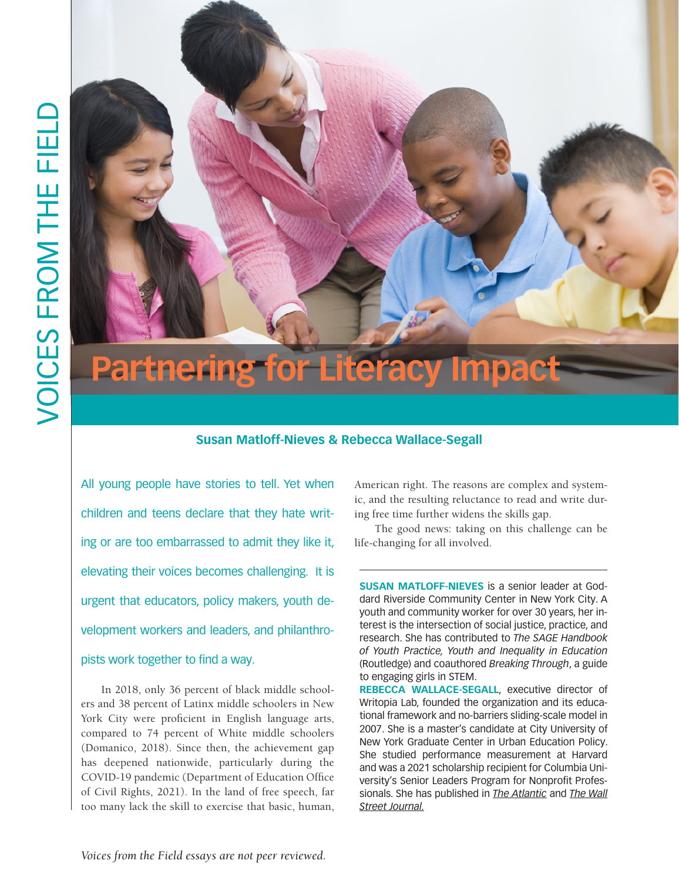# Partnering for Literacy Impact

**Susan Matloff-Nieves & Rebecca Wallace-Segall**

All young people have stories to tell. Yet when children and teens declare that they hate writing or are too embarrassed to admit they like it, elevating their voices becomes challenging. It is urgent that educators, policy makers, youth development workers and leaders, and philanthropists work together to find a way.

In 2018, only 36 percent of black middle schoolers and 38 percent of Latinx middle schoolers in New York City were proficient in English language arts, compared to 74 percent of White middle schoolers (Domanico, 2018). Since then, the achievement gap has deepened nationwide, particularly during the COVID-19 pandemic (Department of Education Office of Civil Rights, 2021). In the land of free speech, far too many lack the skill to exercise that basic, human, American right. The reasons are complex and systemic, and the resulting reluctance to read and write during free time further widens the skills gap.

The good news: taking on this challenge can be life-changing for all involved.

---

**SUSAN MATLOFF-NIEVES** is a senior leader at Goddard Riverside Community Center in New York City. A youth and community worker for over 30 years, her interest is the intersection of social justice, practice, and research. She has contributed to *The SAGE Handbook of Youth Practice, Youth and Inequality in Education* (Routledge) and coauthored *Breaking Through*, a guide to engaging girls in STEM.

**REBECCA WALLACE-SEGALL**, executive director of Writopia Lab, founded the organization and its educational framework and no-barriers sliding-scale model in 2007. She is a master's candidate at City University of New York Graduate Center in Urban Education Policy. She studied performance measurement at Harvard and was a 2021 scholarship recipient for Columbia University's Senior Leaders Program for Nonprofit Professionals. She has published in *The Atlantic* and *The Wall Street Journal.*

*Voices from the Field essays are not peer reviewed.*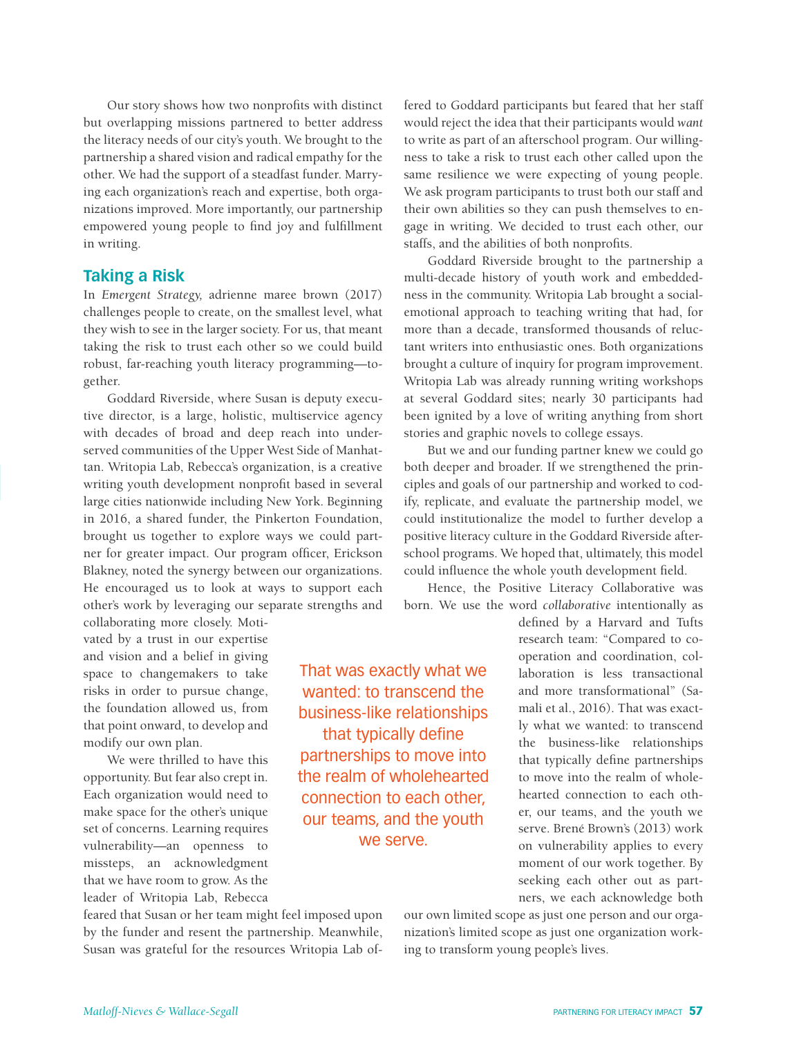Our story shows how two nonprofits with distinct but overlapping missions partnered to better address the literacy needs of our city's youth. We brought to the partnership a shared vision and radical empathy for the other. We had the support of a steadfast funder. Marrying each organization's reach and expertise, both organizations improved. More importantly, our partnership empowered young people to find joy and fulfillment in writing.

## Taking a Risk

In *Emergent Strategy,* adrienne maree brown (2017) challenges people to create, on the smallest level, what they wish to see in the larger society. For us, that meant taking the risk to trust each other so we could build robust, far-reaching youth literacy programming—together.

Goddard Riverside, where Susan is deputy executive director, is a large, holistic, multiservice agency with decades of broad and deep reach into underserved communities of the Upper West Side of Manhattan. Writopia Lab, Rebecca's organization, is a creative writing youth development nonprofit based in several large cities nationwide including New York. Beginning in 2016, a shared funder, the Pinkerton Foundation, brought us together to explore ways we could partner for greater impact. Our program officer, Erickson Blakney, noted the synergy between our organizations. He encouraged us to look at ways to support each other's work by leveraging our separate strengths and collaborating more closely. Motivated by a trust in our expertise and vision and a belief in giving space to changemakers to take risks in order to pursue change, the foundation allowed us, from that point onward, to develop and modify our own plan.

We were thrilled to have this opportunity. But fear also crept in. Each organization would need to make space for the other's unique set of concerns. Learning requires vulnerability—an openness to missteps, an acknowledgment that we have room to grow. As the leader of Writopia Lab, Rebecca feared that Susan or her team might feel imposed upon by the funder and resent the partnership. Meanwhile, Susan was grateful for the resources Writopia Lab offered to Goddard participants but feared that her staff would reject the idea that their participants would *want* to write as part of an afterschool program. Our willingness to take a risk to trust each other called upon the same resilience we were expecting of young people. We ask program participants to trust both our staff and their own abilities so they can push themselves to engage in writing. We decided to trust each other, our staffs, and the abilities of both nonprofits.

Goddard Riverside brought to the partnership a multi-decade history of youth work and embeddedness in the community. Writopia Lab brought a social-emotional approach to teaching writing that had, for more than a decade, transformed thousands of reluctant writers into enthusiastic ones. Both organizations brought a culture of inquiry for program improvement. Writopia Lab was already running writing workshops at several Goddard sites; nearly 30 participants had been ignited by a love of writing anything from short stories and graphic novels to college essays.

But we and our funding partner knew we could go both deeper and broader. If we strengthened the principles and goals of our partnership and worked to codify, replicate, and evaluate the partnership model, we could institutionalize the model to further develop a positive literacy culture in the Goddard Riverside afterschool programs. We hoped that, ultimately, this model could influence the whole youth development field.

Hence, the Positive Literacy Collaborative was born. We use the word *collaborative* intentionally as defined by a Harvard and Tufts research team: "Compared to cooperation and coordination, collaboration is less transactional and more transformational" (Samali et al., 2016). That was exactly what we wanted: to transcend the business-like relationships that typically define partnerships to move into the realm of wholehearted connection to each other, our teams, and the youth we serve. Brené Brown's (2013) work on vulnerability applies to every moment of our work together. By seeking each other out as partners, we each acknowledge both our own limited scope as just one person and our organization's limited scope as just one organization working to transform young people's lives.

> That was exactly what we wanted: to transcend the business-like relationships that typically define partnerships to move into the realm of wholehearted connection to each other, our teams, and the youth we serve.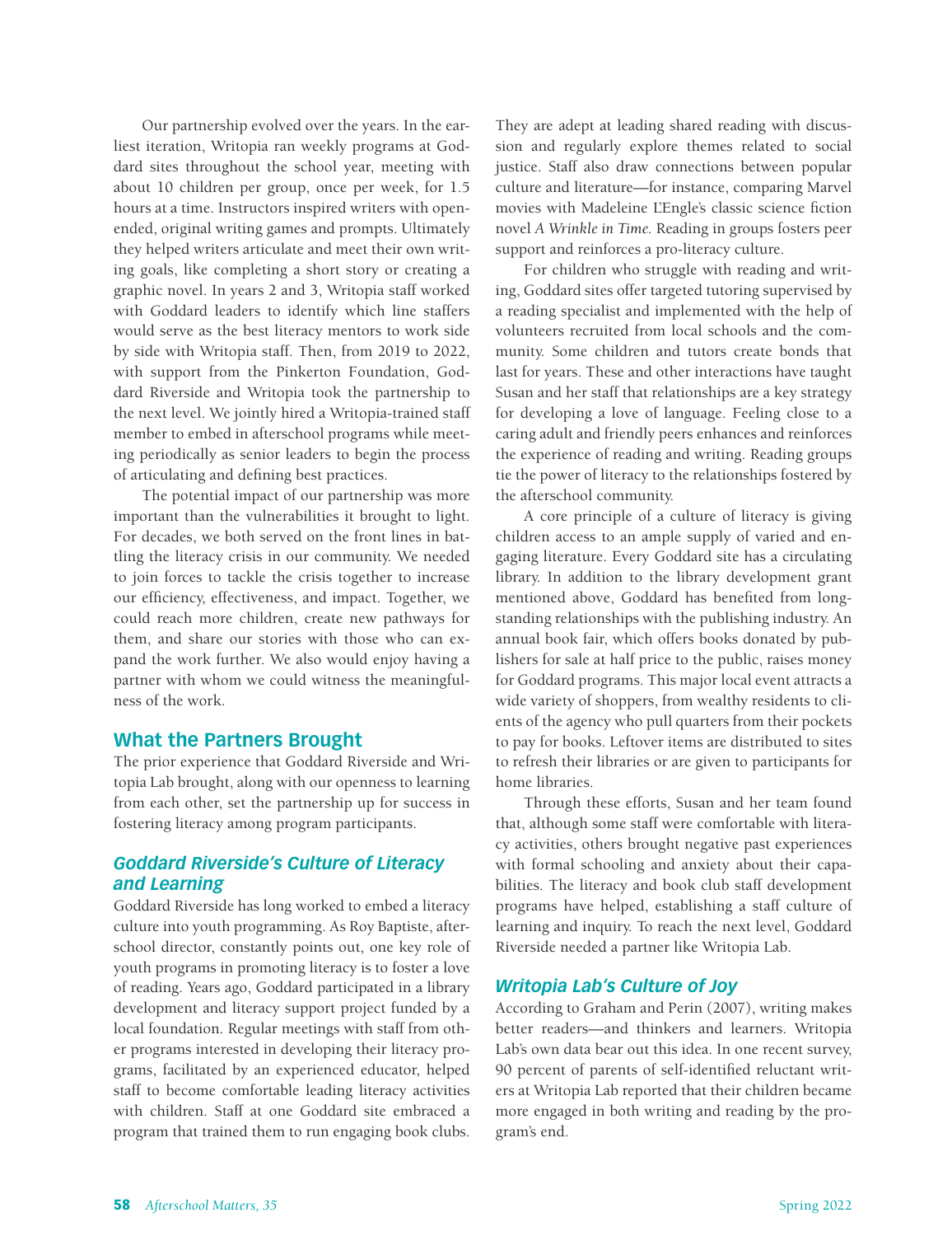Our partnership evolved over the years. In the earliest iteration, Writopia ran weekly programs at Goddard sites throughout the school year, meeting with about 10 children per group, once per week, for 1.5 hours at a time. Instructors inspired writers with open-ended, original writing games and prompts. Ultimately they helped writers articulate and meet their own writing goals, like completing a short story or creating a graphic novel. In years 2 and 3, Writopia staff worked with Goddard leaders to identify which line staffers would serve as the best literacy mentors to work side by side with Writopia staff. Then, from 2019 to 2022, with support from the Pinkerton Foundation, Goddard Riverside and Writopia took the partnership to the next level. We jointly hired a Writopia-trained staff member to embed in afterschool programs while meeting periodically as senior leaders to begin the process of articulating and defining best practices.

The potential impact of our partnership was more important than the vulnerabilities it brought to light. For decades, we both served on the front lines in battling the literacy crisis in our community. We needed to join forces to tackle the crisis together to increase our efficiency, effectiveness, and impact. Together, we could reach more children, create new pathways for them, and share our stories with those who can expand the work further. We also would enjoy having a partner with whom we could witness the meaningfulness of the work.

## What the Partners Brought

The prior experience that Goddard Riverside and Writopia Lab brought, along with our openness to learning from each other, set the partnership up for success in fostering literacy among program participants.

### *Goddard Riverside's Culture of Literacy and Learning*

Goddard Riverside has long worked to embed a literacy culture into youth programming. As Roy Baptiste, afterschool director, constantly points out, one key role of youth programs in promoting literacy is to foster a love of reading. Years ago, Goddard participated in a library development and literacy support project funded by a local foundation. Regular meetings with staff from other programs interested in developing their literacy programs, facilitated by an experienced educator, helped staff to become comfortable leading literacy activities with children. Staff at one Goddard site embraced a program that trained them to run engaging book clubs. They are adept at leading shared reading with discussion and regularly explore themes related to social justice. Staff also draw connections between popular culture and literature—for instance, comparing Marvel movies with Madeleine L'Engle's classic science fiction novel *A Wrinkle in Time.* Reading in groups fosters peer support and reinforces a pro-literacy culture.

For children who struggle with reading and writing, Goddard sites offer targeted tutoring supervised by a reading specialist and implemented with the help of volunteers recruited from local schools and the community. Some children and tutors create bonds that last for years. These and other interactions have taught Susan and her staff that relationships are a key strategy for developing a love of language. Feeling close to a caring adult and friendly peers enhances and reinforces the experience of reading and writing. Reading groups tie the power of literacy to the relationships fostered by the afterschool community.

A core principle of a culture of literacy is giving children access to an ample supply of varied and engaging literature. Every Goddard site has a circulating library. In addition to the library development grant mentioned above, Goddard has benefited from longstanding relationships with the publishing industry. An annual book fair, which offers books donated by publishers for sale at half price to the public, raises money for Goddard programs. This major local event attracts a wide variety of shoppers, from wealthy residents to clients of the agency who pull quarters from their pockets to pay for books. Leftover items are distributed to sites to refresh their libraries or are given to participants for home libraries.

Through these efforts, Susan and her team found that, although some staff were comfortable with literacy activities, others brought negative past experiences with formal schooling and anxiety about their capabilities. The literacy and book club staff development programs have helped, establishing a staff culture of learning and inquiry. To reach the next level, Goddard Riverside needed a partner like Writopia Lab.

### *Writopia Lab's Culture of Joy*

According to Graham and Perin (2007), writing makes better readers—and thinkers and learners. Writopia Lab's own data bear out this idea. In one recent survey, 90 percent of parents of self-identified reluctant writers at Writopia Lab reported that their children became more engaged in both writing and reading by the program's end.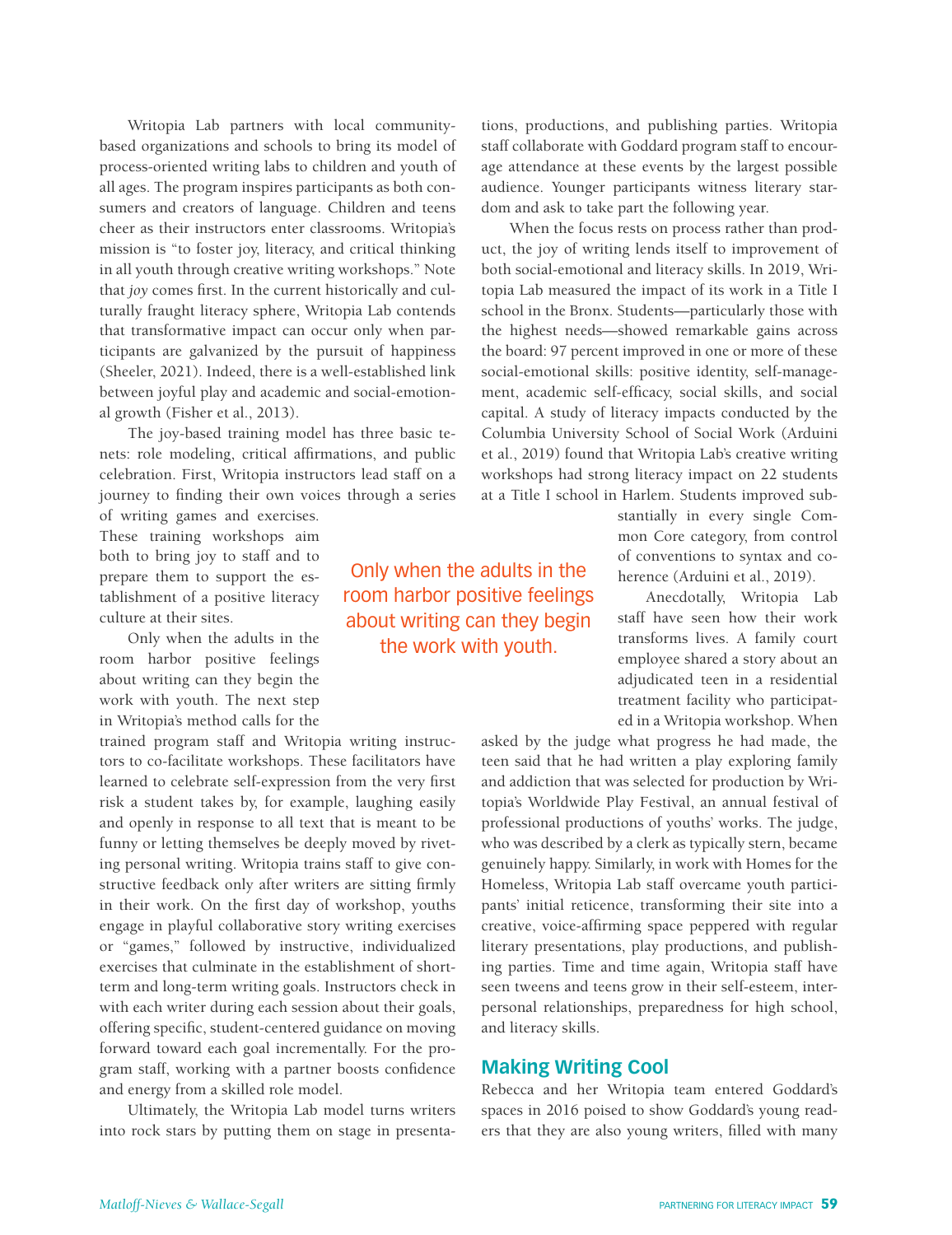Writopia Lab partners with local community-based organizations and schools to bring its model of process-oriented writing labs to children and youth of all ages. The program inspires participants as both consumers and creators of language. Children and teens cheer as their instructors enter classrooms. Writopia's mission is "to foster joy, literacy, and critical thinking in all youth through creative writing workshops." Note that *joy* comes first. In the current historically and culturally fraught literacy sphere, Writopia Lab contends that transformative impact can occur only when participants are galvanized by the pursuit of happiness (Sheeler, 2021). Indeed, there is a well-established link between joyful play and academic and social-emotional growth (Fisher et al., 2013).

The joy-based training model has three basic tenets: role modeling, critical affirmations, and public celebration. First, Writopia instructors lead staff on a journey to finding their own voices through a series of writing games and exercises. These training workshops aim both to bring joy to staff and to prepare them to support the establishment of a positive literacy culture at their sites.

Only when the adults in the room harbor positive feelings about writing can they begin the work with youth. The next step in Writopia's method calls for the trained program staff and Writopia writing instructors to co-facilitate workshops. These facilitators have learned to celebrate self-expression from the very first risk a student takes by, for example, laughing easily and openly in response to all text that is meant to be funny or letting themselves be deeply moved by riveting personal writing. Writopia trains staff to give constructive feedback only after writers are sitting firmly in their work. On the first day of workshop, youths engage in playful collaborative story writing exercises or "games," followed by instructive, individualized exercises that culminate in the establishment of short-term and long-term writing goals. Instructors check in with each writer during each session about their goals, offering specific, student-centered guidance on moving forward toward each goal incrementally. For the program staff, working with a partner boosts confidence and energy from a skilled role model.

Ultimately, the Writopia Lab model turns writers into rock stars by putting them on stage in presentations, productions, and publishing parties. Writopia staff collaborate with Goddard program staff to encourage attendance at these events by the largest possible audience. Younger participants witness literary stardom and ask to take part the following year.

When the focus rests on process rather than product, the joy of writing lends itself to improvement of both social-emotional and literacy skills. In 2019, Writopia Lab measured the impact of its work in a Title I school in the Bronx. Students—particularly those with the highest needs—showed remarkable gains across the board: 97 percent improved in one or more of these social-emotional skills: positive identity, self-management, academic self-efficacy, social skills, and social capital. A study of literacy impacts conducted by the Columbia University School of Social Work (Arduini et al., 2019) found that Writopia Lab's creative writing workshops had strong literacy impact on 22 students at a Title I school in Harlem. Students improved substantially in every single Common Core category, from control of conventions to syntax and coherence (Arduini et al., 2019).

> Only when the adults in the room harbor positive feelings about writing can they begin the work with youth.

Anecdotally, Writopia Lab staff have seen how their work transforms lives. A family court employee shared a story about an adjudicated teen in a residential treatment facility who participated in a Writopia workshop. When asked by the judge what progress he had made, the teen said that he had written a play exploring family and addiction that was selected for production by Writopia's Worldwide Play Festival, an annual festival of professional productions of youths' works. The judge, who was described by a clerk as typically stern, became genuinely happy. Similarly, in work with Homes for the Homeless, Writopia Lab staff overcame youth participants' initial reticence, transforming their site into a creative, voice-affirming space peppered with regular literary presentations, play productions, and publishing parties. Time and time again, Writopia staff have seen tweens and teens grow in their self-esteem, interpersonal relationships, preparedness for high school, and literacy skills.

## Making Writing Cool

Rebecca and her Writopia team entered Goddard's spaces in 2016 poised to show Goddard's young readers that they are also young writers, filled with many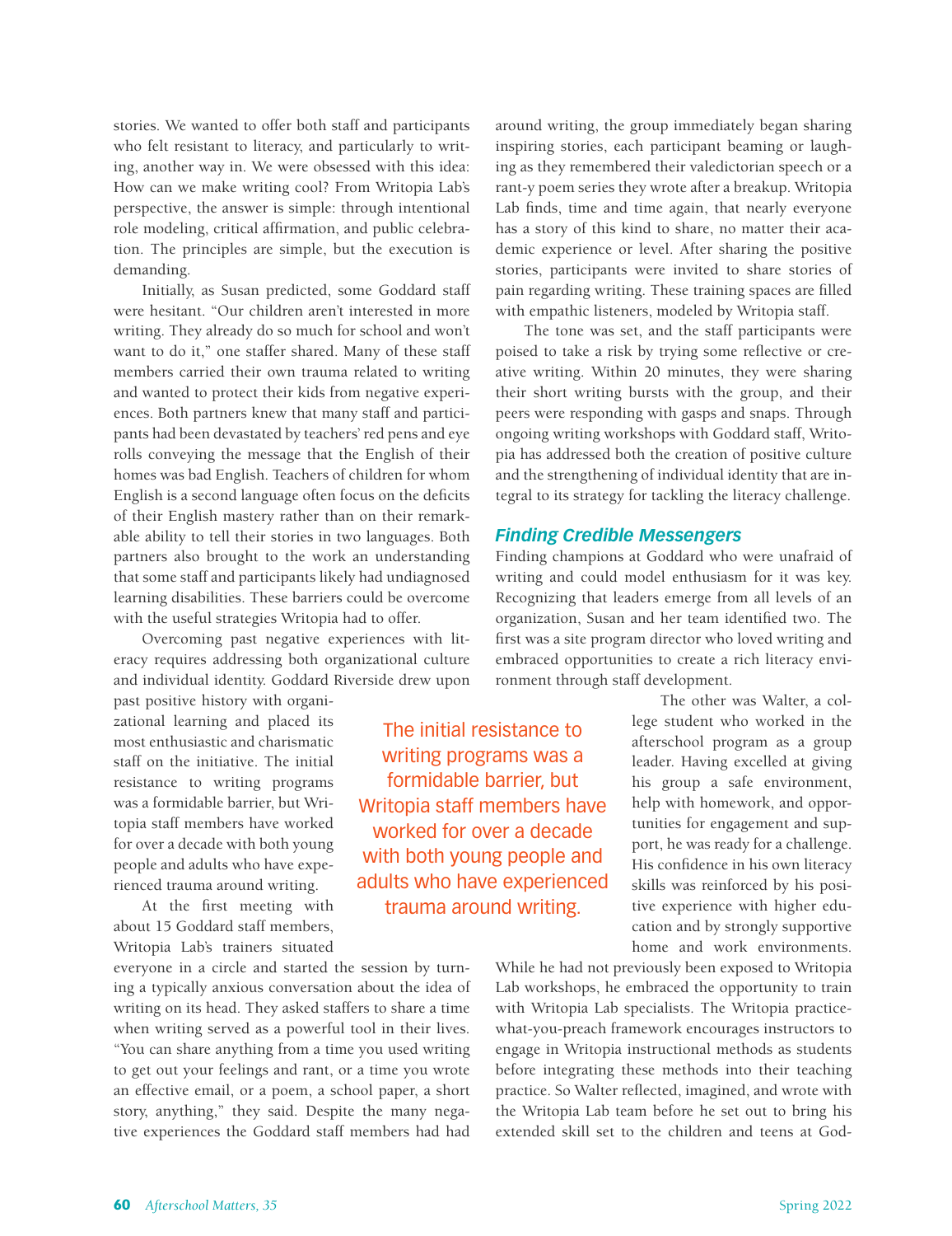stories. We wanted to offer both staff and participants who felt resistant to literacy, and particularly to writing, another way in. We were obsessed with this idea: How can we make writing cool? From Writopia Lab's perspective, the answer is simple: through intentional role modeling, critical affirmation, and public celebration. The principles are simple, but the execution is demanding.

Initially, as Susan predicted, some Goddard staff were hesitant. "Our children aren't interested in more writing. They already do so much for school and won't want to do it," one staffer shared. Many of these staff members carried their own trauma related to writing and wanted to protect their kids from negative experiences. Both partners knew that many staff and participants had been devastated by teachers' red pens and eye rolls conveying the message that the English of their homes was bad English. Teachers of children for whom English is a second language often focus on the deficits of their English mastery rather than on their remarkable ability to tell their stories in two languages. Both partners also brought to the work an understanding that some staff and participants likely had undiagnosed learning disabilities. These barriers could be overcome with the useful strategies Writopia had to offer.

Overcoming past negative experiences with literacy requires addressing both organizational culture and individual identity. Goddard Riverside drew upon past positive history with organizational learning and placed its most enthusiastic and charismatic staff on the initiative. The initial resistance to writing programs was a formidable barrier, but Writopia staff members have worked for over a decade with both young people and adults who have experienced trauma around writing.

> The initial resistance to writing programs was a formidable barrier, but Writopia staff members have worked for over a decade with both young people and adults who have experienced trauma around writing.

At the first meeting with about 15 Goddard staff members, Writopia Lab's trainers situated everyone in a circle and started the session by turning a typically anxious conversation about the idea of writing on its head. They asked staffers to share a time when writing served as a powerful tool in their lives. "You can share anything from a time you used writing to get out your feelings and rant, or a time you wrote an effective email, or a poem, a school paper, a short story, anything," they said. Despite the many negative experiences the Goddard staff members had had around writing, the group immediately began sharing inspiring stories, each participant beaming or laughing as they remembered their valedictorian speech or a rant-y poem series they wrote after a breakup. Writopia Lab finds, time and time again, that nearly everyone has a story of this kind to share, no matter their academic experience or level. After sharing the positive stories, participants were invited to share stories of pain regarding writing. These training spaces are filled with empathic listeners, modeled by Writopia staff.

The tone was set, and the staff participants were poised to take a risk by trying some reflective or creative writing. Within 20 minutes, they were sharing their short writing bursts with the group, and their peers were responding with gasps and snaps. Through ongoing writing workshops with Goddard staff, Writopia has addressed both the creation of positive culture and the strengthening of individual identity that are integral to its strategy for tackling the literacy challenge.

## Finding Credible Messengers

Finding champions at Goddard who were unafraid of writing and could model enthusiasm for it was key. Recognizing that leaders emerge from all levels of an organization, Susan and her team identified two. The first was a site program director who loved writing and embraced opportunities to create a rich literacy environment through staff development.

The other was Walter, a college student who worked in the afterschool program as a group leader. Having excelled at giving his group a safe environment, help with homework, and opportunities for engagement and support, he was ready for a challenge. His confidence in his own literacy skills was reinforced by his positive experience with higher education and by strongly supportive home and work environments. While he had not previously been exposed to Writopia Lab workshops, he embraced the opportunity to train with Writopia Lab specialists. The Writopia practice-what-you-preach framework encourages instructors to engage in Writopia instructional methods as students before integrating these methods into their teaching practice. So Walter reflected, imagined, and wrote with the Writopia Lab team before he set out to bring his extended skill set to the children and teens at God-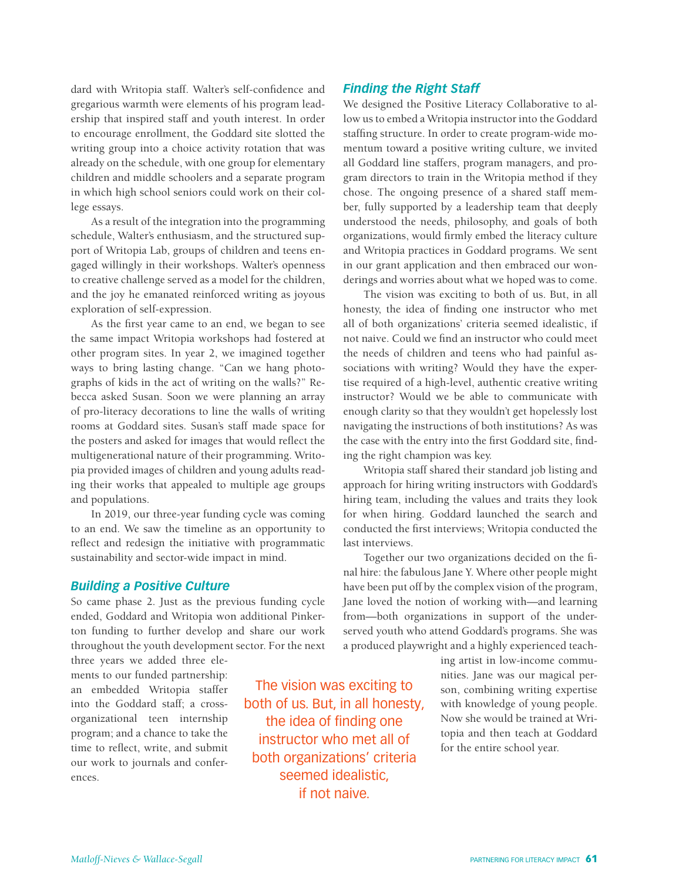dard with Writopia staff. Walter's self-confidence and gregarious warmth were elements of his program leadership that inspired staff and youth interest. In order to encourage enrollment, the Goddard site slotted the writing group into a choice activity rotation that was already on the schedule, with one group for elementary children and middle schoolers and a separate program in which high school seniors could work on their college essays.

As a result of the integration into the programming schedule, Walter's enthusiasm, and the structured support of Writopia Lab, groups of children and teens engaged willingly in their workshops. Walter's openness to creative challenge served as a model for the children, and the joy he emanated reinforced writing as joyous exploration of self-expression.

As the first year came to an end, we began to see the same impact Writopia workshops had fostered at other program sites. In year 2, we imagined together ways to bring lasting change. "Can we hang photographs of kids in the act of writing on the walls?" Rebecca asked Susan. Soon we were planning an array of pro-literacy decorations to line the walls of writing rooms at Goddard sites. Susan's staff made space for the posters and asked for images that would reflect the multigenerational nature of their programming. Writopia provided images of children and young adults reading their works that appealed to multiple age groups and populations.

In 2019, our three-year funding cycle was coming to an end. We saw the timeline as an opportunity to reflect and redesign the initiative with programmatic sustainability and sector-wide impact in mind.

## *Building a Positive Culture*

So came phase 2. Just as the previous funding cycle ended, Goddard and Writopia won additional Pinkerton funding to further develop and share our work throughout the youth development sector. For the next three years we added three elements to our funded partnership: an embedded Writopia staffer into the Goddard staff; a cross-organizational teen internship program; and a chance to take the time to reflect, write, and submit our work to journals and conferences.

## *Finding the Right Staff*

We designed the Positive Literacy Collaborative to allow us to embed a Writopia instructor into the Goddard staffing structure. In order to create program-wide momentum toward a positive writing culture, we invited all Goddard line staffers, program managers, and program directors to train in the Writopia method if they chose. The ongoing presence of a shared staff member, fully supported by a leadership team that deeply understood the needs, philosophy, and goals of both organizations, would firmly embed the literacy culture and Writopia practices in Goddard programs. We sent in our grant application and then embraced our wonderings and worries about what we hoped was to come.

The vision was exciting to both of us. But, in all honesty, the idea of finding one instructor who met all of both organizations' criteria seemed idealistic, if not naive. Could we find an instructor who could meet the needs of children and teens who had painful associations with writing? Would they have the expertise required of a high-level, authentic creative writing instructor? Would we be able to communicate with enough clarity so that they wouldn't get hopelessly lost navigating the instructions of both institutions? As was the case with the entry into the first Goddard site, finding the right champion was key.

Writopia staff shared their standard job listing and approach for hiring writing instructors with Goddard's hiring team, including the values and traits they look for when hiring. Goddard launched the search and conducted the first interviews; Writopia conducted the last interviews.

Together our two organizations decided on the final hire: the fabulous Jane Y. Where other people might have been put off by the complex vision of the program, Jane loved the notion of working with—and learning from—both organizations in support of the underserved youth who attend Goddard's programs. She was a produced playwright and a highly experienced teaching artist in low-income communities. Jane was our magical person, combining writing expertise with knowledge of young people. Now she would be trained at Writopia and then teach at Goddard for the entire school year.

> The vision was exciting to both of us. But, in all honesty, the idea of finding one instructor who met all of both organizations' criteria seemed idealistic, if not naive.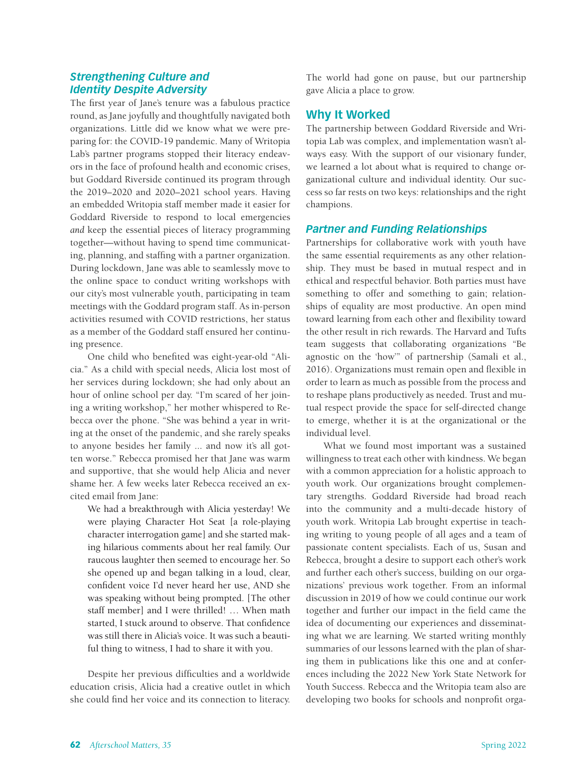### *Strengthening Culture and Identity Despite Adversity*

The first year of Jane's tenure was a fabulous practice round, as Jane joyfully and thoughtfully navigated both organizations. Little did we know what we were preparing for: the COVID-19 pandemic. Many of Writopia Lab's partner programs stopped their literacy endeavors in the face of profound health and economic crises, but Goddard Riverside continued its program through the 2019–2020 and 2020–2021 school years. Having an embedded Writopia staff member made it easier for Goddard Riverside to respond to local emergencies *and* keep the essential pieces of literacy programming together—without having to spend time communicating, planning, and staffing with a partner organization. During lockdown, Jane was able to seamlessly move to the online space to conduct writing workshops with our city's most vulnerable youth, participating in team meetings with the Goddard program staff. As in-person activities resumed with COVID restrictions, her status as a member of the Goddard staff ensured her continuing presence.

One child who benefited was eight-year-old "Alicia." As a child with special needs, Alicia lost most of her services during lockdown; she had only about an hour of online school per day. "I'm scared of her joining a writing workshop," her mother whispered to Rebecca over the phone. "She was behind a year in writing at the onset of the pandemic, and she rarely speaks to anyone besides her family ... and now it's all gotten worse." Rebecca promised her that Jane was warm and supportive, that she would help Alicia and never shame her. A few weeks later Rebecca received an excited email from Jane:

> We had a breakthrough with Alicia yesterday! We were playing Character Hot Seat [a role-playing character interrogation game] and she started making hilarious comments about her real family. Our raucous laughter then seemed to encourage her. So she opened up and began talking in a loud, clear, confident voice I'd never heard her use, AND she was speaking without being prompted. [The other staff member] and I were thrilled! … When math started, I stuck around to observe. That confidence was still there in Alicia's voice. It was such a beautiful thing to witness, I had to share it with you.

Despite her previous difficulties and a worldwide education crisis, Alicia had a creative outlet in which she could find her voice and its connection to literacy. The world had gone on pause, but our partnership gave Alicia a place to grow.

## Why It Worked

The partnership between Goddard Riverside and Writopia Lab was complex, and implementation wasn't always easy. With the support of our visionary funder, we learned a lot about what is required to change organizational culture and individual identity. Our success so far rests on two keys: relationships and the right champions.

### *Partner and Funding Relationships*

Partnerships for collaborative work with youth have the same essential requirements as any other relationship. They must be based in mutual respect and in ethical and respectful behavior. Both parties must have something to offer and something to gain; relationships of equality are most productive. An open mind toward learning from each other and flexibility toward the other result in rich rewards. The Harvard and Tufts team suggests that collaborating organizations "Be agnostic on the 'how'" of partnership (Samali et al., 2016). Organizations must remain open and flexible in order to learn as much as possible from the process and to reshape plans productively as needed. Trust and mutual respect provide the space for self-directed change to emerge, whether it is at the organizational or the individual level.

What we found most important was a sustained willingness to treat each other with kindness. We began with a common appreciation for a holistic approach to youth work. Our organizations brought complementary strengths. Goddard Riverside had broad reach into the community and a multi-decade history of youth work. Writopia Lab brought expertise in teaching writing to young people of all ages and a team of passionate content specialists. Each of us, Susan and Rebecca, brought a desire to support each other's work and further each other's success, building on our organizations' previous work together. From an informal discussion in 2019 of how we could continue our work together and further our impact in the field came the idea of documenting our experiences and disseminating what we are learning. We started writing monthly summaries of our lessons learned with the plan of sharing them in publications like this one and at conferences including the 2022 New York State Network for Youth Success. Rebecca and the Writopia team also are developing two books for schools and nonprofit orga-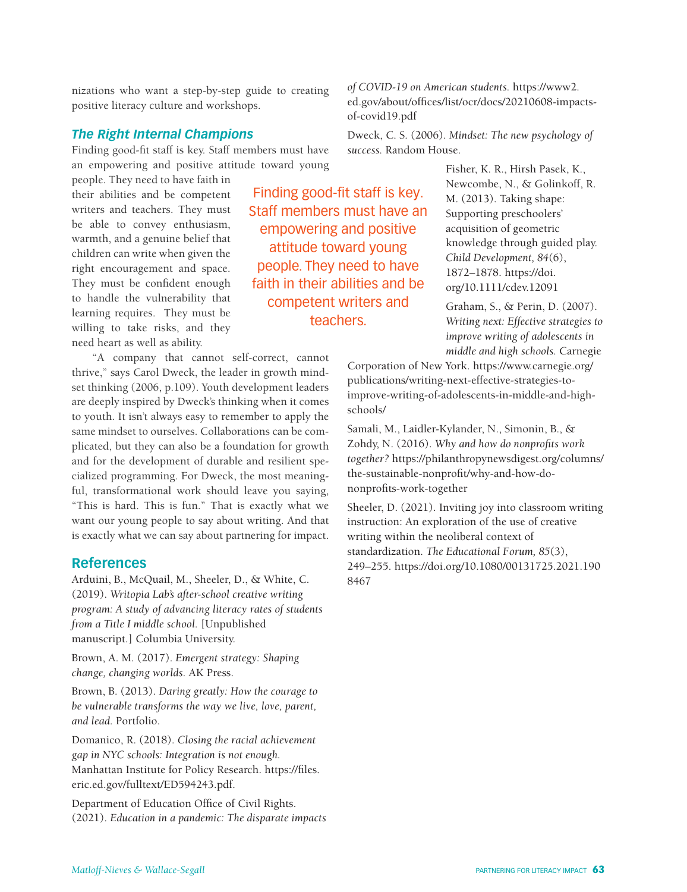nizations who want a step-by-step guide to creating positive literacy culture and workshops.

### *The Right Internal Champions*

Finding good-fit staff is key. Staff members must have an empowering and positive attitude toward young people. They need to have faith in their abilities and be competent writers and teachers. They must be able to convey enthusiasm, warmth, and a genuine belief that children can write when given the right encouragement and space. They must be confident enough to handle the vulnerability that learning requires. They must be willing to take risks, and they need heart as well as ability.

> Finding good-fit staff is key. Staff members must have an empowering and positive attitude toward young people. They need to have faith in their abilities and be competent writers and teachers.

"A company that cannot self-correct, cannot thrive," says Carol Dweck, the leader in growth mindset thinking (2006, p.109). Youth development leaders are deeply inspired by Dweck's thinking when it comes to youth. It isn't always easy to remember to apply the same mindset to ourselves. Collaborations can be complicated, but they can also be a foundation for growth and for the development of durable and resilient specialized programming. For Dweck, the most meaningful, transformational work should leave you saying, "This is hard. This is fun." That is exactly what we want our young people to say about writing. And that is exactly what we can say about partnering for impact.

## References

Arduini, B., McQuail, M., Sheeler, D., & White, C. (2019). *Writopia Lab's after-school creative writing program: A study of advancing literacy rates of students from a Title I middle school.* [Unpublished manuscript.] Columbia University.

Brown, A. M. (2017). *Emergent strategy: Shaping change, changing worlds.* AK Press.

Brown, B. (2013). *Daring greatly: How the courage to be vulnerable transforms the way we live, love, parent, and lead.* Portfolio.

Domanico, R. (2018). *Closing the racial achievement gap in NYC schools: Integration is not enough.* Manhattan Institute for Policy Research. https://files.eric.ed.gov/fulltext/ED594243.pdf.

Department of Education Office of Civil Rights. (2021). *Education in a pandemic: The disparate impacts of COVID-19 on American students.* https://www2.ed.gov/about/offices/list/ocr/docs/20210608-impacts-of-covid19.pdf

Dweck, C. S. (2006). *Mindset: The new psychology of success.* Random House.

Fisher, K. R., Hirsh Pasek, K., Newcombe, N., & Golinkoff, R. M. (2013). Taking shape: Supporting preschoolers' acquisition of geometric knowledge through guided play. *Child Development, 84*(6), 1872–1878. https://doi.org/10.1111/cdev.12091

Graham, S., & Perin, D. (2007). *Writing next: Effective strategies to improve writing of adolescents in middle and high schools.* Carnegie Corporation of New York. https://www.carnegie.org/publications/writing-next-effective-strategies-to-improve-writing-of-adolescents-in-middle-and-high-schools/

Samali, M., Laidler-Kylander, N., Simonin, B., & Zohdy, N. (2016). *Why and how do nonprofits work together?* https://philanthropynewsdigest.org/columns/the-sustainable-nonprofit/why-and-how-do-nonprofits-work-together

Sheeler, D. (2021). Inviting joy into classroom writing instruction: An exploration of the use of creative writing within the neoliberal context of standardization. *The Educational Forum, 85*(3), 249–255. https://doi.org/10.1080/00131725.2021.1908467